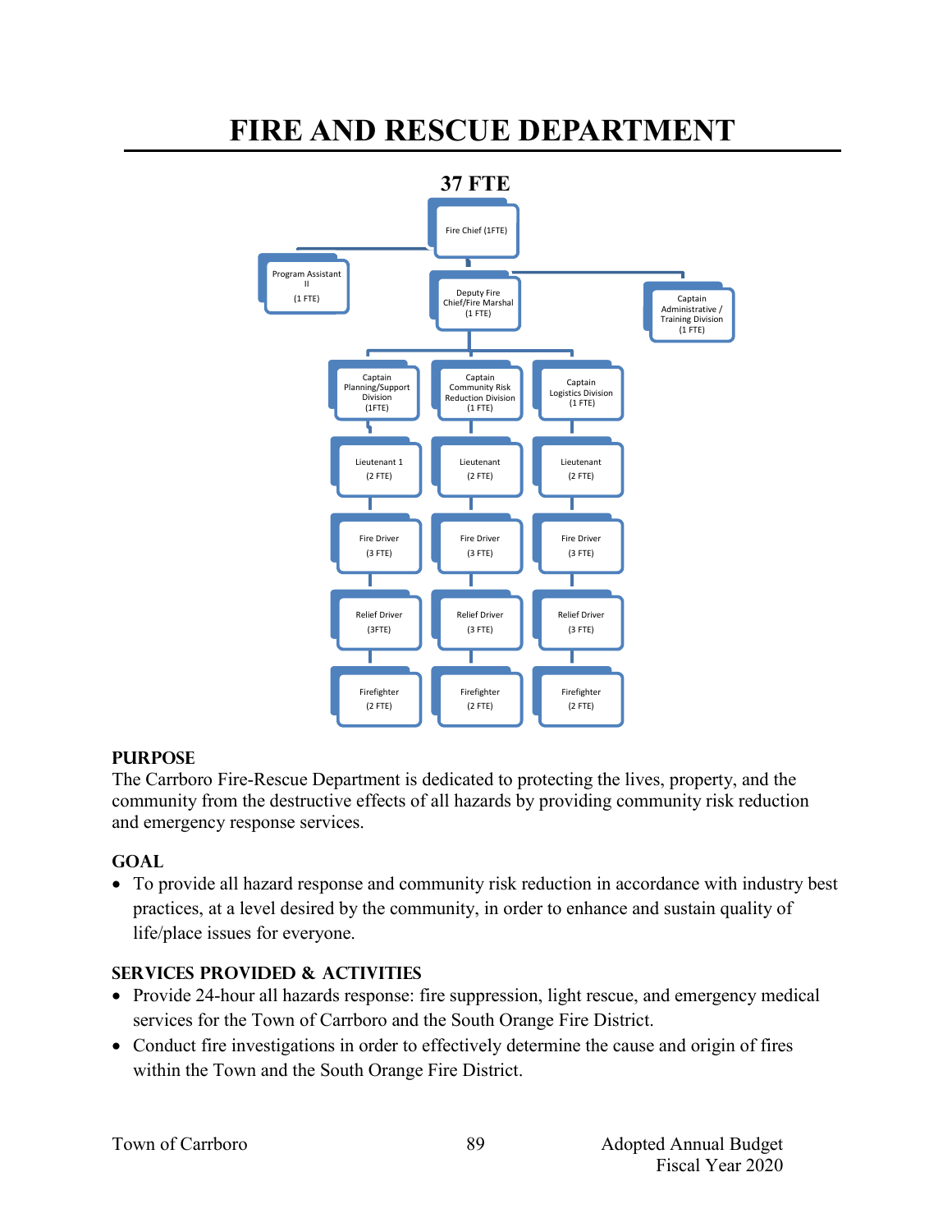# FIRE AND RESCUE DEPARTMENT

**37 FTE**

- Fire Chief (1FTE)
  - Program Assistant II (1 FTE)
  - Captain Administrative / Training Division (1 FTE)
  - Deputy Fire Chief/Fire Marshal (1 FTE)
    - Captain Planning/Support Division (1FTE)
      - Lieutenant 1 (2 FTE)
        - Fire Driver (3 FTE)
          - Relief Driver (3FTE)
            - Firefighter (2 FTE)
    - Captain Community Risk Reduction Division (1 FTE)
      - Lieutenant (2 FTE)
        - Fire Driver (3 FTE)
          - Relief Driver (3 FTE)
            - Firefighter (2 FTE)
    - Captain Logistics Division (1 FTE)
      - Lieutenant (2 FTE)
        - Fire Driver (3 FTE)
          - Relief Driver (3 FTE)
            - Firefighter (2 FTE)

## PURPOSE

The Carrboro Fire-Rescue Department is dedicated to protecting the lives, property, and the community from the destructive effects of all hazards by providing community risk reduction and emergency response services.

## GOAL

- To provide all hazard response and community risk reduction in accordance with industry best practices, at a level desired by the community, in order to enhance and sustain quality of life/place issues for everyone.

## SERVICES PROVIDED & ACTIVITIES

- Provide 24-hour all hazards response: fire suppression, light rescue, and emergency medical services for the Town of Carrboro and the South Orange Fire District.
- Conduct fire investigations in order to effectively determine the cause and origin of fires within the Town and the South Orange Fire District.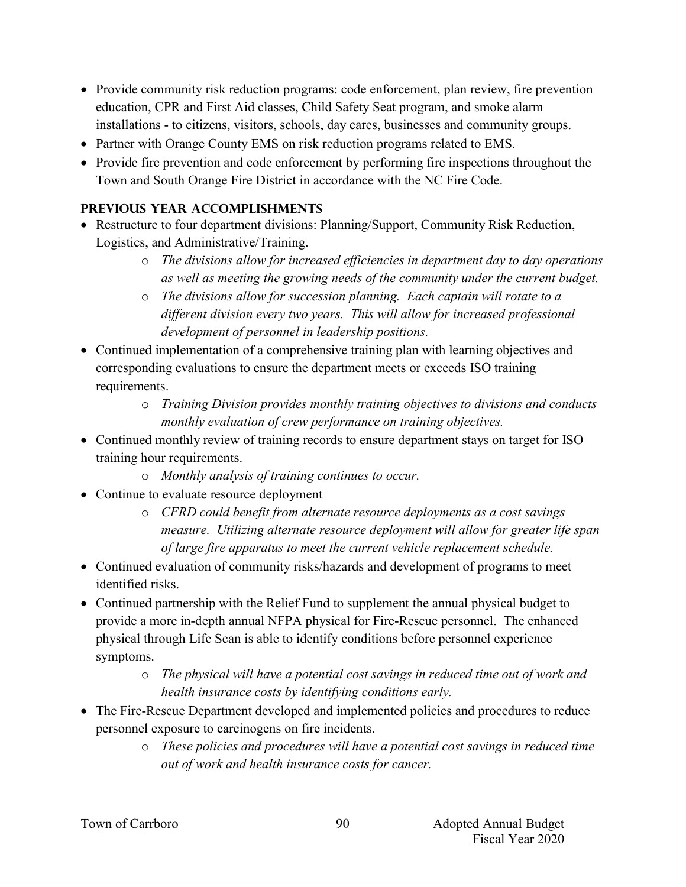- Provide community risk reduction programs: code enforcement, plan review, fire prevention education, CPR and First Aid classes, Child Safety Seat program, and smoke alarm installations - to citizens, visitors, schools, day cares, businesses and community groups.
- Partner with Orange County EMS on risk reduction programs related to EMS.
- Provide fire prevention and code enforcement by performing fire inspections throughout the Town and South Orange Fire District in accordance with the NC Fire Code.

## PREVIOUS YEAR ACCOMPLISHMENTS

- Restructure to four department divisions: Planning/Support, Community Risk Reduction, Logistics, and Administrative/Training.
  - *The divisions allow for increased efficiencies in department day to day operations as well as meeting the growing needs of the community under the current budget.*
  - *The divisions allow for succession planning. Each captain will rotate to a different division every two years. This will allow for increased professional development of personnel in leadership positions.*
- Continued implementation of a comprehensive training plan with learning objectives and corresponding evaluations to ensure the department meets or exceeds ISO training requirements.
  - *Training Division provides monthly training objectives to divisions and conducts monthly evaluation of crew performance on training objectives.*
- Continued monthly review of training records to ensure department stays on target for ISO training hour requirements.
  - *Monthly analysis of training continues to occur.*
- Continue to evaluate resource deployment
  - *CFRD could benefit from alternate resource deployments as a cost savings measure. Utilizing alternate resource deployment will allow for greater life span of large fire apparatus to meet the current vehicle replacement schedule.*
- Continued evaluation of community risks/hazards and development of programs to meet identified risks.
- Continued partnership with the Relief Fund to supplement the annual physical budget to provide a more in-depth annual NFPA physical for Fire-Rescue personnel. The enhanced physical through Life Scan is able to identify conditions before personnel experience symptoms.
  - *The physical will have a potential cost savings in reduced time out of work and health insurance costs by identifying conditions early.*
- The Fire-Rescue Department developed and implemented policies and procedures to reduce personnel exposure to carcinogens on fire incidents.
  - *These policies and procedures will have a potential cost savings in reduced time out of work and health insurance costs for cancer.*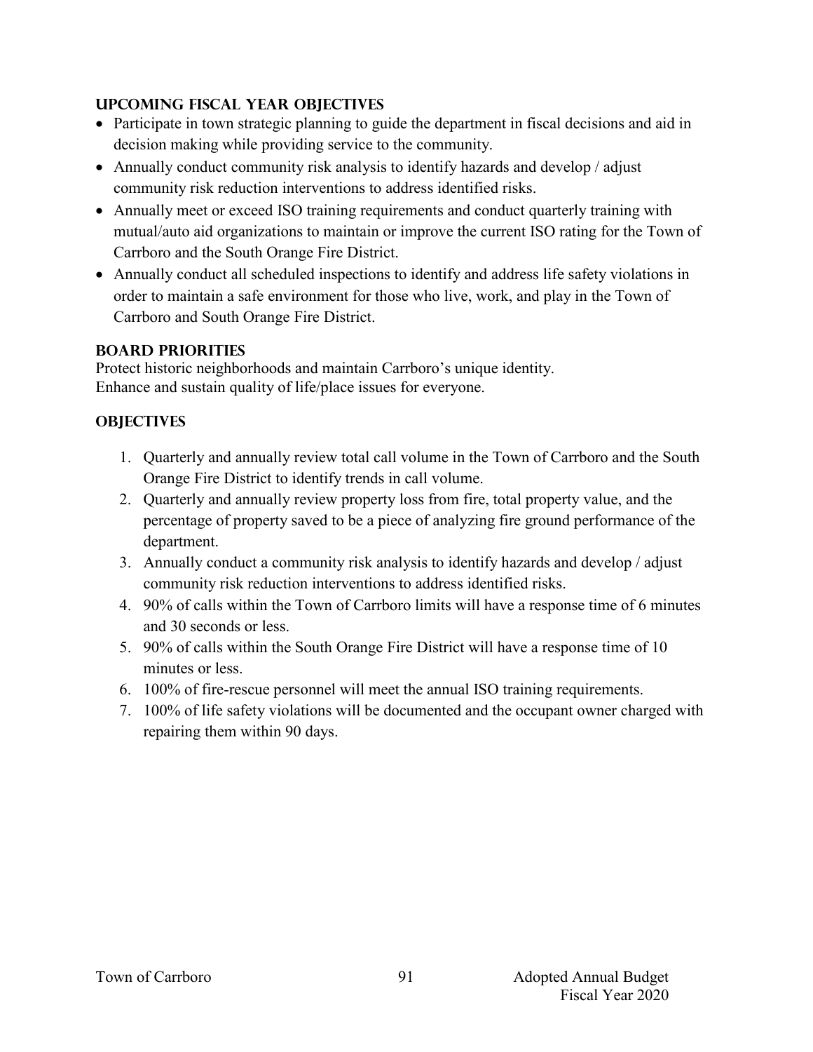### UPCOMING FISCAL YEAR OBJECTIVES

- Participate in town strategic planning to guide the department in fiscal decisions and aid in decision making while providing service to the community.
- Annually conduct community risk analysis to identify hazards and develop / adjust community risk reduction interventions to address identified risks.
- Annually meet or exceed ISO training requirements and conduct quarterly training with mutual/auto aid organizations to maintain or improve the current ISO rating for the Town of Carrboro and the South Orange Fire District.
- Annually conduct all scheduled inspections to identify and address life safety violations in order to maintain a safe environment for those who live, work, and play in the Town of Carrboro and South Orange Fire District.

### BOARD PRIORITIES

Protect historic neighborhoods and maintain Carrboro's unique identity.
Enhance and sustain quality of life/place issues for everyone.

### OBJECTIVES

1. Quarterly and annually review total call volume in the Town of Carrboro and the South Orange Fire District to identify trends in call volume.
2. Quarterly and annually review property loss from fire, total property value, and the percentage of property saved to be a piece of analyzing fire ground performance of the department.
3. Annually conduct a community risk analysis to identify hazards and develop / adjust community risk reduction interventions to address identified risks.
4. 90% of calls within the Town of Carrboro limits will have a response time of 6 minutes and 30 seconds or less.
5. 90% of calls within the South Orange Fire District will have a response time of 10 minutes or less.
6. 100% of fire-rescue personnel will meet the annual ISO training requirements.
7. 100% of life safety violations will be documented and the occupant owner charged with repairing them within 90 days.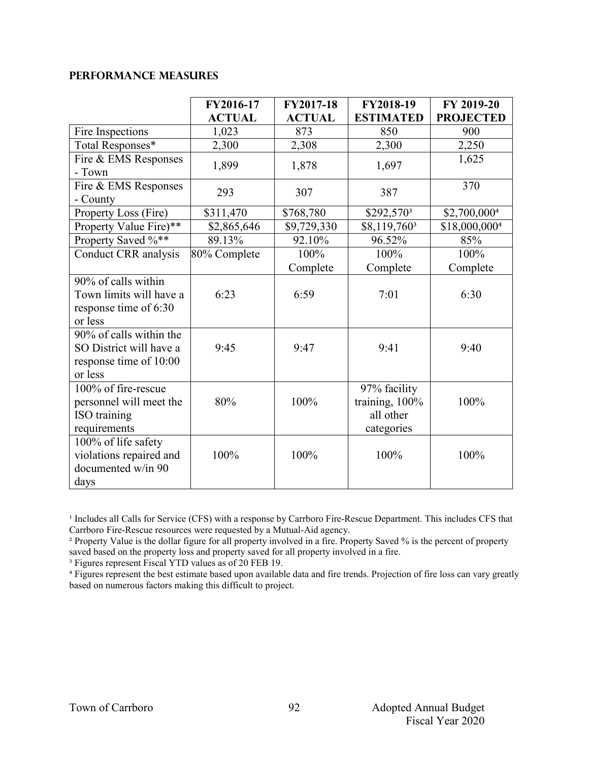## PERFORMANCE MEASURES

| | FY2016-17 ACTUAL | FY2017-18 ACTUAL | FY2018-19 ESTIMATED | FY 2019-20 PROJECTED |
|---|---|---|---|---|
| Fire Inspections | 1,023 | 873 | 850 | 900 |
| Total Responses* | 2,300 | 2,308 | 2,300 | 2,250 |
| Fire & EMS Responses - Town | 1,899 | 1,878 | 1,697 | 1,625 |
| Fire & EMS Responses - County | 293 | 307 | 387 | 370 |
| Property Loss (Fire) | $311,470 | $768,780 | $292,570[3] | $2,700,000[4] |
| Property Value Fire)** | $2,865,646 | $9,729,330 | $8,119,760[3] | $18,000,000[4] |
| Property Saved %** | 89.13% | 92.10% | 96.52% | 85% |
| Conduct CRR analysis | 80% Complete | 100% Complete | 100% Complete | 100% Complete |
| 90% of calls within Town limits will have a response time of 6:30 or less | 6:23 | 6:59 | 7:01 | 6:30 |
| 90% of calls within the SO District will have a response time of 10:00 or less | 9:45 | 9:47 | 9:41 | 9:40 |
| 100% of fire-rescue personnel will meet the ISO training requirements | 80% | 100% | 97% facility training, 100% all other categories | 100% |
| 100% of life safety violations repaired and documented w/in 90 days | 100% | 100% | 100% | 100% |

[1] Includes all Calls for Service (CFS) with a response by Carrboro Fire-Rescue Department. This includes CFS that Carrboro Fire-Rescue resources were requested by a Mutual-Aid agency.

[2] Property Value is the dollar figure for all property involved in a fire. Property Saved % is the percent of property saved based on the property loss and property saved for all property involved in a fire.

[3] Figures represent Fiscal YTD values as of 20 FEB 19.

[4] Figures represent the best estimate based upon available data and fire trends. Projection of fire loss can vary greatly based on numerous factors making this difficult to project.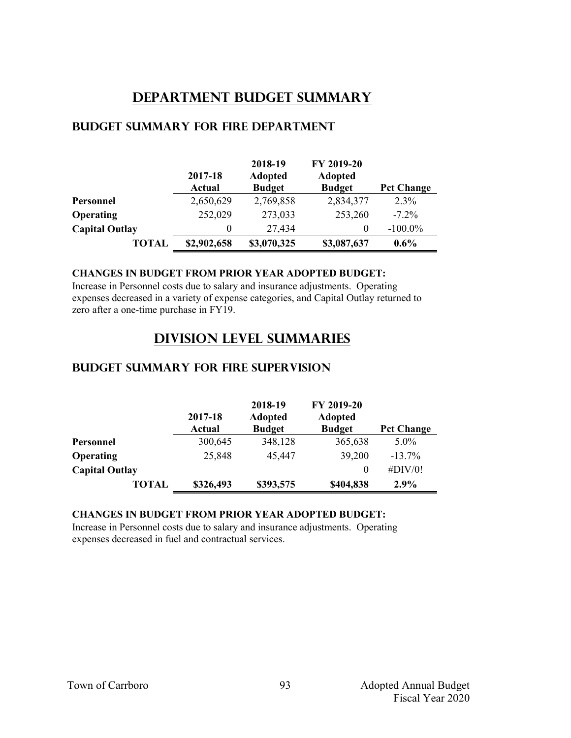# DEPARTMENT BUDGET SUMMARY

## BUDGET SUMMARY FOR FIRE DEPARTMENT

| | 2017-18 Actual | 2018-19 Adopted Budget | FY 2019-20 Adopted Budget | Pct Change |
|---|---|---|---|---|
| **Personnel** | 2,650,629 | 2,769,858 | 2,834,377 | 2.3% |
| **Operating** | 252,029 | 273,033 | 253,260 | -7.2% |
| **Capital Outlay** | 0 | 27,434 | 0 | -100.0% |
| **TOTAL** | **$2,902,658** | **$3,070,325** | **$3,087,637** | **0.6%** |

**CHANGES IN BUDGET FROM PRIOR YEAR ADOPTED BUDGET:**

Increase in Personnel costs due to salary and insurance adjustments. Operating expenses decreased in a variety of expense categories, and Capital Outlay returned to zero after a one-time purchase in FY19.

# DIVISION LEVEL SUMMARIES

## BUDGET SUMMARY FOR FIRE SUPERVISION

| | 2017-18 Actual | 2018-19 Adopted Budget | FY 2019-20 Adopted Budget | Pct Change |
|---|---|---|---|---|
| **Personnel** | 300,645 | 348,128 | 365,638 | 5.0% |
| **Operating** | 25,848 | 45,447 | 39,200 | -13.7% |
| **Capital Outlay** | | | 0 | #DIV/0! |
| **TOTAL** | **$326,493** | **$393,575** | **$404,838** | **2.9%** |

**CHANGES IN BUDGET FROM PRIOR YEAR ADOPTED BUDGET:**

Increase in Personnel costs due to salary and insurance adjustments. Operating expenses decreased in fuel and contractual services.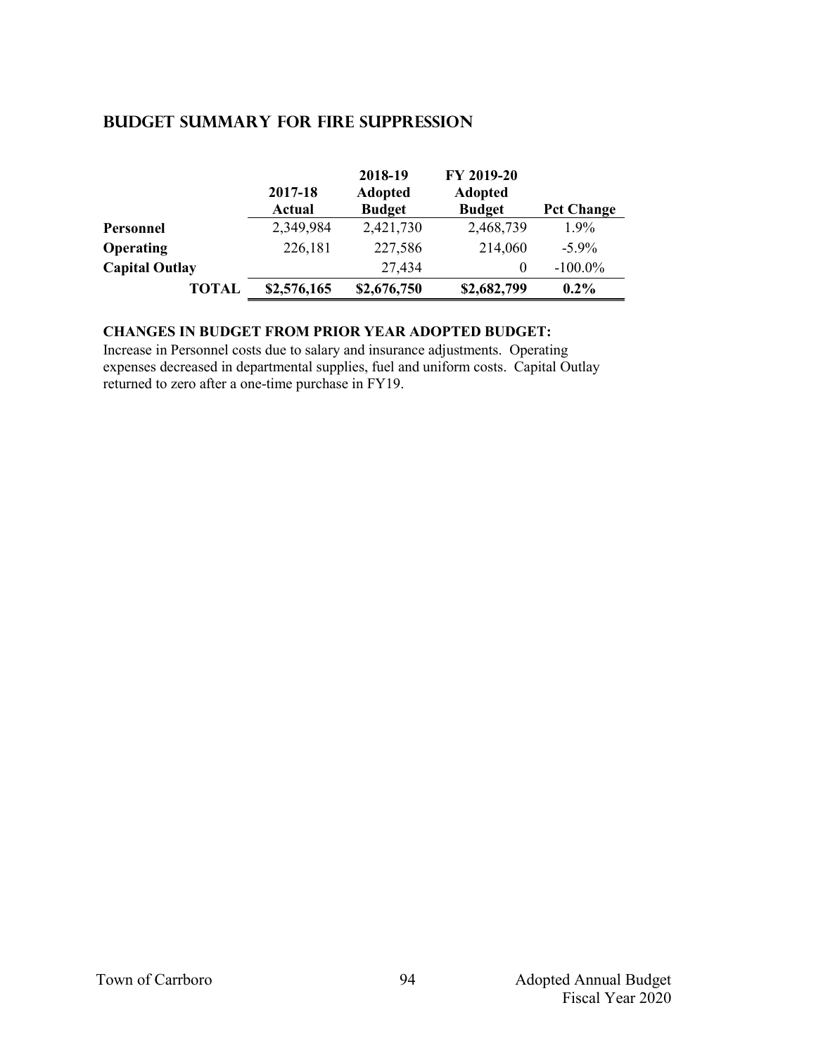## BUDGET SUMMARY FOR FIRE SUPPRESSION

| | 2017-18 Actual | 2018-19 Adopted Budget | FY 2019-20 Adopted Budget | Pct Change |
|---|---|---|---|---|
| **Personnel** | 2,349,984 | 2,421,730 | 2,468,739 | 1.9% |
| **Operating** | 226,181 | 227,586 | 214,060 | -5.9% |
| **Capital Outlay** | | 27,434 | 0 | -100.0% |
| **TOTAL** | **$2,576,165** | **$2,676,750** | **$2,682,799** | **0.2%** |

**CHANGES IN BUDGET FROM PRIOR YEAR ADOPTED BUDGET:**

Increase in Personnel costs due to salary and insurance adjustments. Operating expenses decreased in departmental supplies, fuel and uniform costs. Capital Outlay returned to zero after a one-time purchase in FY19.